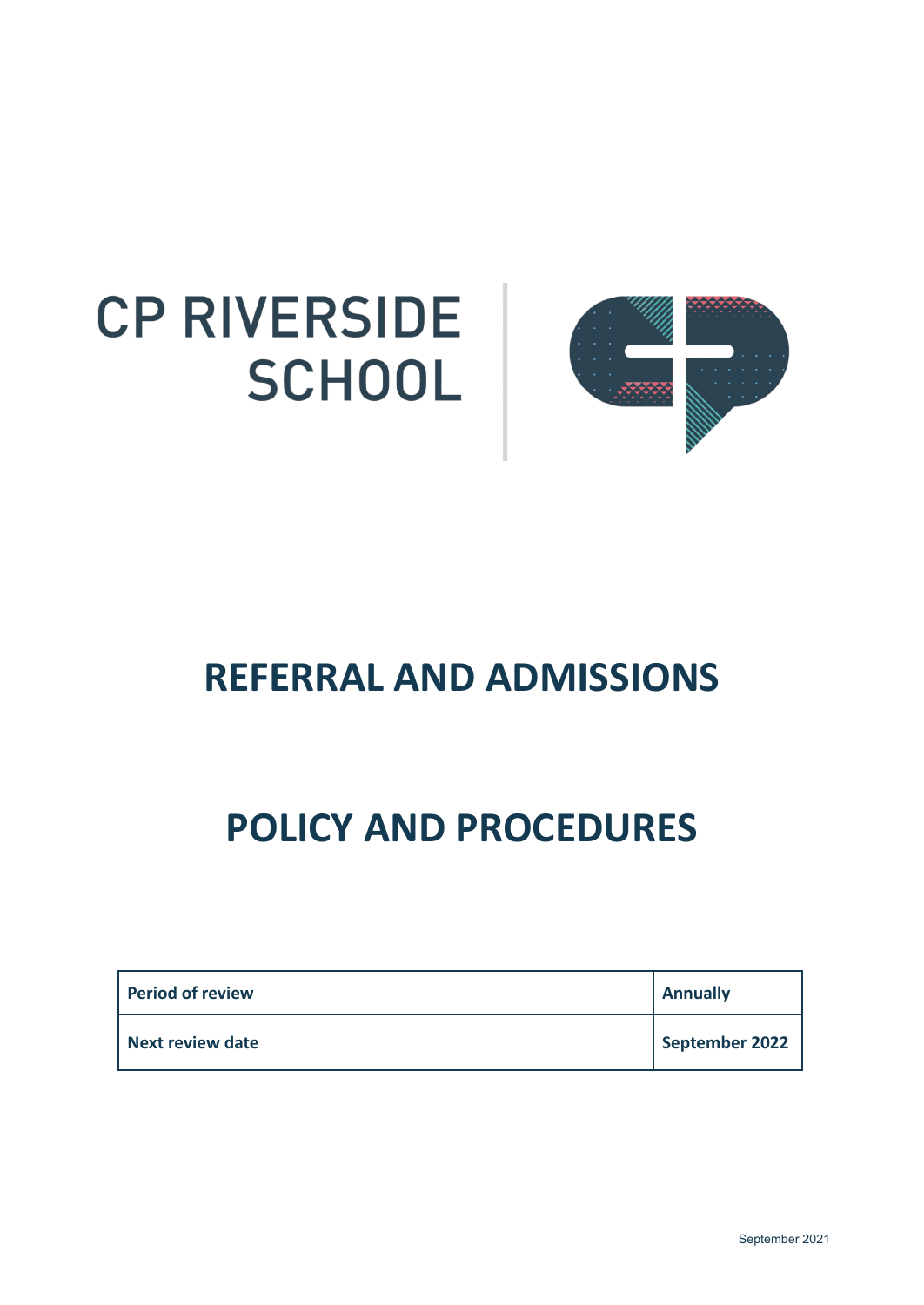# CP RIVERSIDE SCHOOL

# REFERRAL AND ADMISSIONS

# POLICY AND PROCEDURES

| Period of review | Annually |
|---|---|
| Next review date | September 2022 |

September 2021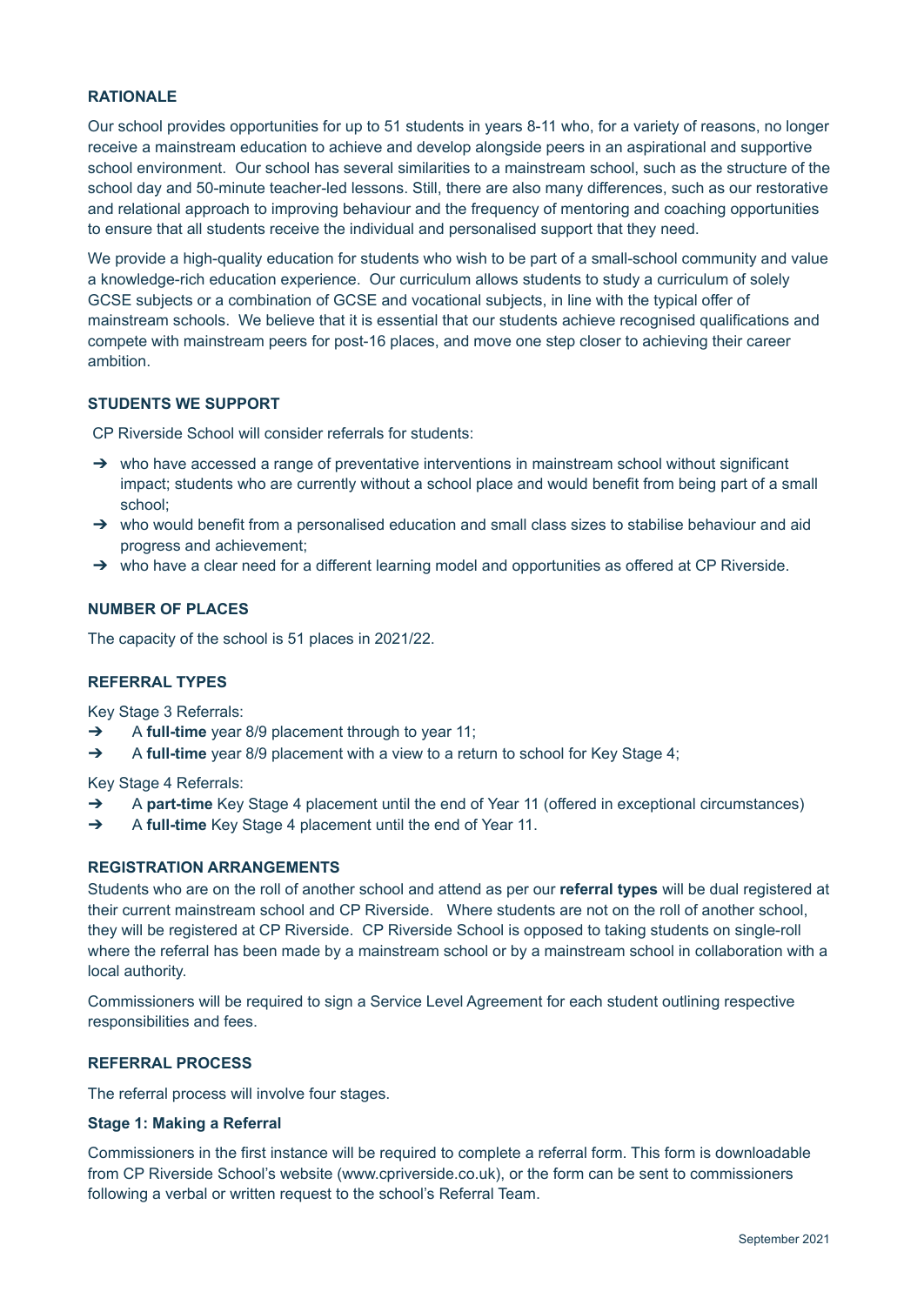## RATIONALE

Our school provides opportunities for up to 51 students in years 8-11 who, for a variety of reasons, no longer receive a mainstream education to achieve and develop alongside peers in an aspirational and supportive school environment. Our school has several similarities to a mainstream school, such as the structure of the school day and 50-minute teacher-led lessons. Still, there are also many differences, such as our restorative and relational approach to improving behaviour and the frequency of mentoring and coaching opportunities to ensure that all students receive the individual and personalised support that they need.

We provide a high-quality education for students who wish to be part of a small-school community and value a knowledge-rich education experience. Our curriculum allows students to study a curriculum of solely GCSE subjects or a combination of GCSE and vocational subjects, in line with the typical offer of mainstream schools. We believe that it is essential that our students achieve recognised qualifications and compete with mainstream peers for post-16 places, and move one step closer to achieving their career ambition.

## STUDENTS WE SUPPORT

CP Riverside School will consider referrals for students:

- ➔ who have accessed a range of preventative interventions in mainstream school without significant impact; students who are currently without a school place and would benefit from being part of a small school;
- ➔ who would benefit from a personalised education and small class sizes to stabilise behaviour and aid progress and achievement;
- ➔ who have a clear need for a different learning model and opportunities as offered at CP Riverside.

## NUMBER OF PLACES

The capacity of the school is 51 places in 2021/22.

## REFERRAL TYPES

Key Stage 3 Referrals:

- ➔ A **full-time** year 8/9 placement through to year 11;
- ➔ A **full-time** year 8/9 placement with a view to a return to school for Key Stage 4;

Key Stage 4 Referrals:

- ➔ A **part-time** Key Stage 4 placement until the end of Year 11 (offered in exceptional circumstances)
- ➔ A **full-time** Key Stage 4 placement until the end of Year 11.

## REGISTRATION ARRANGEMENTS

Students who are on the roll of another school and attend as per our **referral types** will be dual registered at their current mainstream school and CP Riverside. Where students are not on the roll of another school, they will be registered at CP Riverside. CP Riverside School is opposed to taking students on single-roll where the referral has been made by a mainstream school or by a mainstream school in collaboration with a local authority.

Commissioners will be required to sign a Service Level Agreement for each student outlining respective responsibilities and fees.

## REFERRAL PROCESS

The referral process will involve four stages.

### Stage 1: Making a Referral

Commissioners in the first instance will be required to complete a referral form. This form is downloadable from CP Riverside School's website (www.cpriverside.co.uk), or the form can be sent to commissioners following a verbal or written request to the school's Referral Team.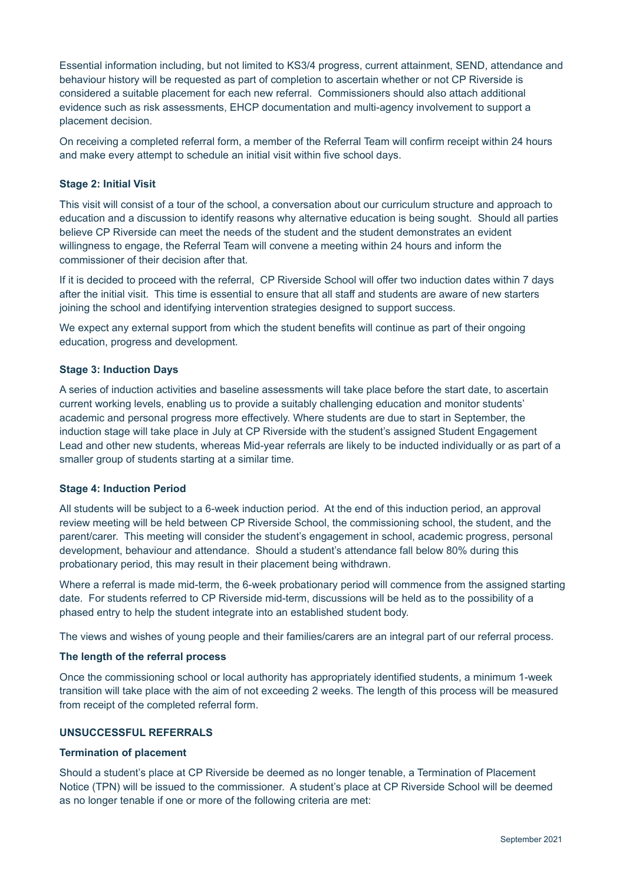Essential information including, but not limited to KS3/4 progress, current attainment, SEND, attendance and behaviour history will be requested as part of completion to ascertain whether or not CP Riverside is considered a suitable placement for each new referral. Commissioners should also attach additional evidence such as risk assessments, EHCP documentation and multi-agency involvement to support a placement decision.

On receiving a completed referral form, a member of the Referral Team will confirm receipt within 24 hours and make every attempt to schedule an initial visit within five school days.

**Stage 2: Initial Visit**

This visit will consist of a tour of the school, a conversation about our curriculum structure and approach to education and a discussion to identify reasons why alternative education is being sought. Should all parties believe CP Riverside can meet the needs of the student and the student demonstrates an evident willingness to engage, the Referral Team will convene a meeting within 24 hours and inform the commissioner of their decision after that.

If it is decided to proceed with the referral, CP Riverside School will offer two induction dates within 7 days after the initial visit. This time is essential to ensure that all staff and students are aware of new starters joining the school and identifying intervention strategies designed to support success.

We expect any external support from which the student benefits will continue as part of their ongoing education, progress and development.

**Stage 3: Induction Days**

A series of induction activities and baseline assessments will take place before the start date, to ascertain current working levels, enabling us to provide a suitably challenging education and monitor students' academic and personal progress more effectively. Where students are due to start in September, the induction stage will take place in July at CP Riverside with the student's assigned Student Engagement Lead and other new students, whereas Mid-year referrals are likely to be inducted individually or as part of a smaller group of students starting at a similar time.

**Stage 4: Induction Period**

All students will be subject to a 6-week induction period. At the end of this induction period, an approval review meeting will be held between CP Riverside School, the commissioning school, the student, and the parent/carer. This meeting will consider the student's engagement in school, academic progress, personal development, behaviour and attendance. Should a student's attendance fall below 80% during this probationary period, this may result in their placement being withdrawn.

Where a referral is made mid-term, the 6-week probationary period will commence from the assigned starting date. For students referred to CP Riverside mid-term, discussions will be held as to the possibility of a phased entry to help the student integrate into an established student body.

The views and wishes of young people and their families/carers are an integral part of our referral process.

**The length of the referral process**

Once the commissioning school or local authority has appropriately identified students, a minimum 1-week transition will take place with the aim of not exceeding 2 weeks. The length of this process will be measured from receipt of the completed referral form.

**UNSUCCESSFUL REFERRALS**

**Termination of placement**

Should a student's place at CP Riverside be deemed as no longer tenable, a Termination of Placement Notice (TPN) will be issued to the commissioner. A student's place at CP Riverside School will be deemed as no longer tenable if one or more of the following criteria are met: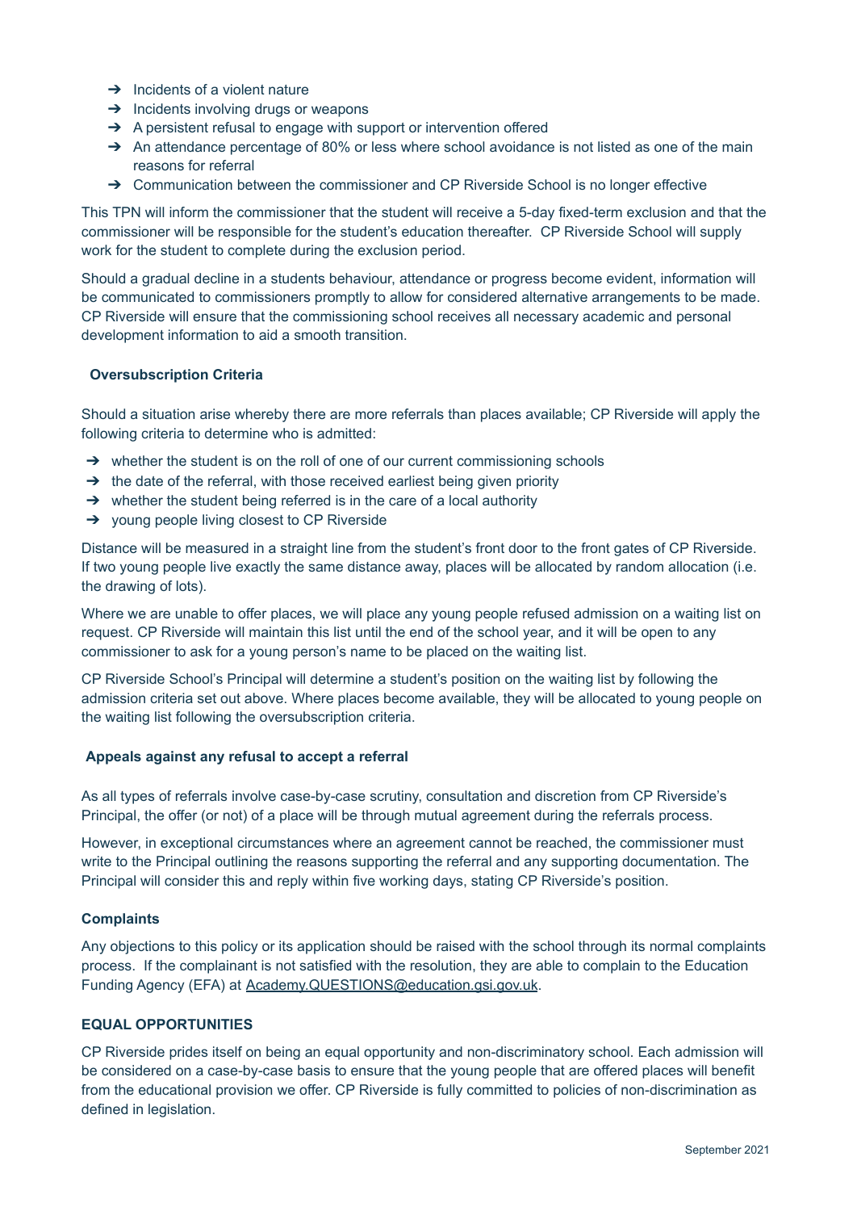- ➔ Incidents of a violent nature
- ➔ Incidents involving drugs or weapons
- ➔ A persistent refusal to engage with support or intervention offered
- ➔ An attendance percentage of 80% or less where school avoidance is not listed as one of the main reasons for referral
- ➔ Communication between the commissioner and CP Riverside School is no longer effective

This TPN will inform the commissioner that the student will receive a 5-day fixed-term exclusion and that the commissioner will be responsible for the student's education thereafter. CP Riverside School will supply work for the student to complete during the exclusion period.

Should a gradual decline in a students behaviour, attendance or progress become evident, information will be communicated to commissioners promptly to allow for considered alternative arrangements to be made. CP Riverside will ensure that the commissioning school receives all necessary academic and personal development information to aid a smooth transition.

**Oversubscription Criteria**

Should a situation arise whereby there are more referrals than places available; CP Riverside will apply the following criteria to determine who is admitted:

- ➔ whether the student is on the roll of one of our current commissioning schools
- ➔ the date of the referral, with those received earliest being given priority
- ➔ whether the student being referred is in the care of a local authority
- ➔ young people living closest to CP Riverside

Distance will be measured in a straight line from the student's front door to the front gates of CP Riverside. If two young people live exactly the same distance away, places will be allocated by random allocation (i.e. the drawing of lots).

Where we are unable to offer places, we will place any young people refused admission on a waiting list on request. CP Riverside will maintain this list until the end of the school year, and it will be open to any commissioner to ask for a young person's name to be placed on the waiting list.

CP Riverside School's Principal will determine a student's position on the waiting list by following the admission criteria set out above. Where places become available, they will be allocated to young people on the waiting list following the oversubscription criteria.

**Appeals against any refusal to accept a referral**

As all types of referrals involve case-by-case scrutiny, consultation and discretion from CP Riverside's Principal, the offer (or not) of a place will be through mutual agreement during the referrals process.

However, in exceptional circumstances where an agreement cannot be reached, the commissioner must write to the Principal outlining the reasons supporting the referral and any supporting documentation. The Principal will consider this and reply within five working days, stating CP Riverside's position.

**Complaints**

Any objections to this policy or its application should be raised with the school through its normal complaints process. If the complainant is not satisfied with the resolution, they are able to complain to the Education Funding Agency (EFA) at Academy.QUESTIONS@education.gsi.gov.uk.

**EQUAL OPPORTUNITIES**

CP Riverside prides itself on being an equal opportunity and non-discriminatory school. Each admission will be considered on a case-by-case basis to ensure that the young people that are offered places will benefit from the educational provision we offer. CP Riverside is fully committed to policies of non-discrimination as defined in legislation.

September 2021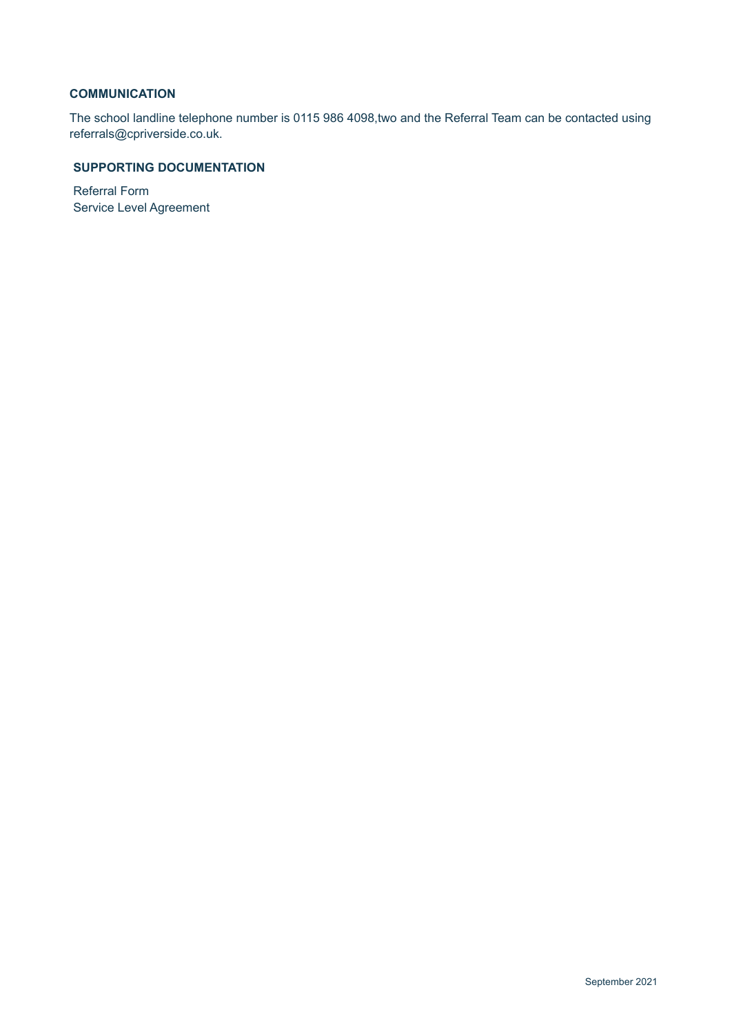## COMMUNICATION

The school landline telephone number is 0115 986 4098,two and the Referral Team can be contacted using referrals@cpriverside.co.uk.

## SUPPORTING DOCUMENTATION

Referral Form
Service Level Agreement

September 2021